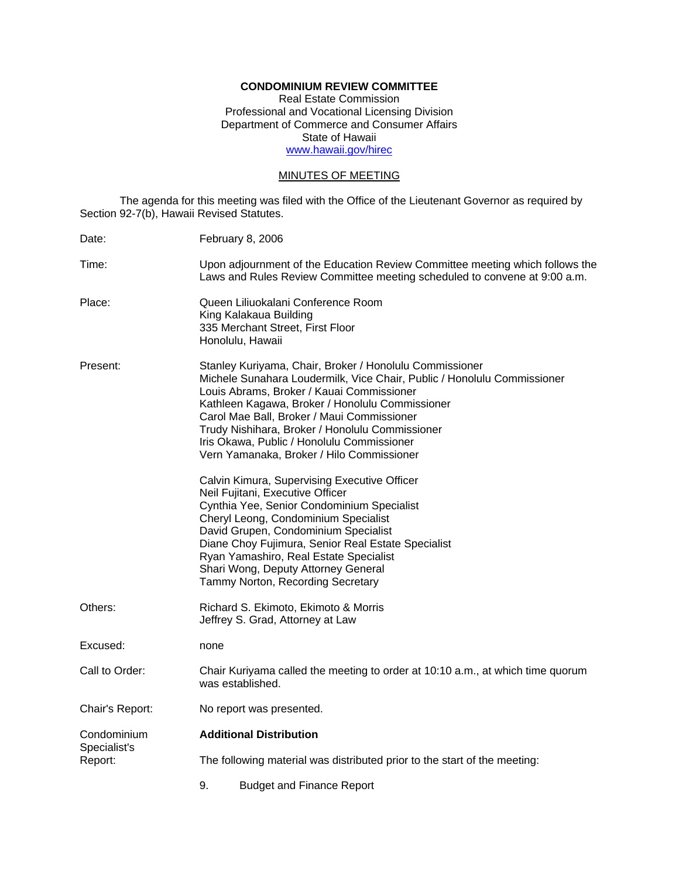**CONDOMINIUM REVIEW COMMITTEE**
Real Estate Commission
Professional and Vocational Licensing Division
Department of Commerce and Consumer Affairs
State of Hawaii
www.hawaii.gov/hirec

MINUTES OF MEETING

The agenda for this meeting was filed with the Office of the Lieutenant Governor as required by Section 92-7(b), Hawaii Revised Statutes.

Date: February 8, 2006

Time: Upon adjournment of the Education Review Committee meeting which follows the Laws and Rules Review Committee meeting scheduled to convene at 9:00 a.m.

Place: Queen Liliuokalani Conference Room
King Kalakaua Building
335 Merchant Street, First Floor
Honolulu, Hawaii

Present: Stanley Kuriyama, Chair, Broker / Honolulu Commissioner
Michele Sunahara Loudermilk, Vice Chair, Public / Honolulu Commissioner
Louis Abrams, Broker / Kauai Commissioner
Kathleen Kagawa, Broker / Honolulu Commissioner
Carol Mae Ball, Broker / Maui Commissioner
Trudy Nishihara, Broker / Honolulu Commissioner
Iris Okawa, Public / Honolulu Commissioner
Vern Yamanaka, Broker / Hilo Commissioner

Calvin Kimura, Supervising Executive Officer
Neil Fujitani, Executive Officer
Cynthia Yee, Senior Condominium Specialist
Cheryl Leong, Condominium Specialist
David Grupen, Condominium Specialist
Diane Choy Fujimura, Senior Real Estate Specialist
Ryan Yamashiro, Real Estate Specialist
Shari Wong, Deputy Attorney General
Tammy Norton, Recording Secretary

Others: Richard S. Ekimoto, Ekimoto & Morris
Jeffrey S. Grad, Attorney at Law

Excused: none

Call to Order: Chair Kuriyama called the meeting to order at 10:10 a.m., at which time quorum was established.

Chair's Report: No report was presented.

Condominium Specialist's Report: **Additional Distribution**

The following material was distributed prior to the start of the meeting:

9. Budget and Finance Report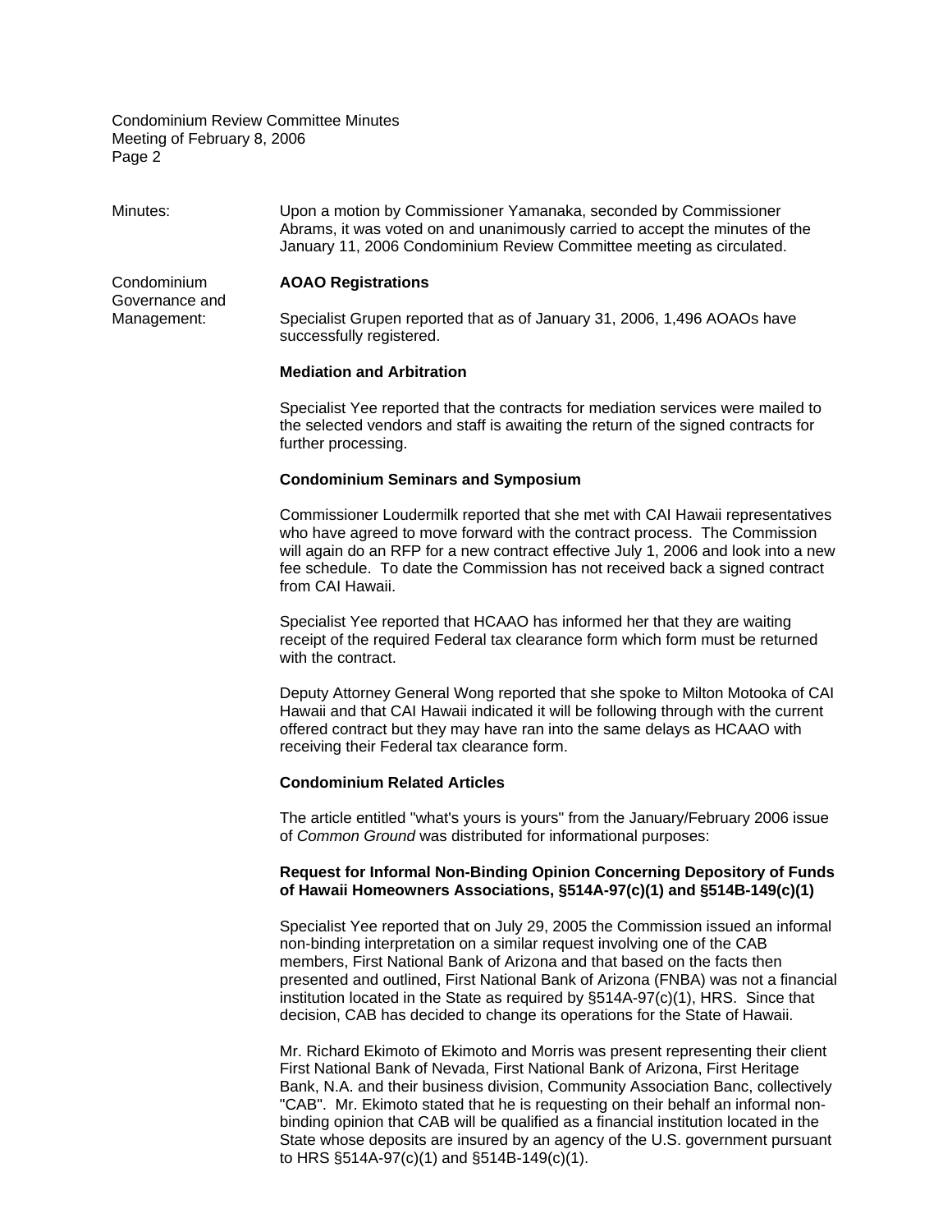Minutes: Upon a motion by Commissioner Yamanaka, seconded by Commissioner Abrams, it was voted on and unanimously carried to accept the minutes of the January 11, 2006 Condominium Review Committee meeting as circulated.

Condominium Governance and Management:

**AOAO Registrations**

Specialist Grupen reported that as of January 31, 2006, 1,496 AOAOs have successfully registered.

**Mediation and Arbitration**

Specialist Yee reported that the contracts for mediation services were mailed to the selected vendors and staff is awaiting the return of the signed contracts for further processing.

**Condominium Seminars and Symposium**

Commissioner Loudermilk reported that she met with CAI Hawaii representatives who have agreed to move forward with the contract process. The Commission will again do an RFP for a new contract effective July 1, 2006 and look into a new fee schedule. To date the Commission has not received back a signed contract from CAI Hawaii.

Specialist Yee reported that HCAAO has informed her that they are waiting receipt of the required Federal tax clearance form which form must be returned with the contract.

Deputy Attorney General Wong reported that she spoke to Milton Motooka of CAI Hawaii and that CAI Hawaii indicated it will be following through with the current offered contract but they may have ran into the same delays as HCAAO with receiving their Federal tax clearance form.

**Condominium Related Articles**

The article entitled "what's yours is yours" from the January/February 2006 issue of *Common Ground* was distributed for informational purposes:

**Request for Informal Non-Binding Opinion Concerning Depository of Funds of Hawaii Homeowners Associations, §514A-97(c)(1) and §514B-149(c)(1)**

Specialist Yee reported that on July 29, 2005 the Commission issued an informal non-binding interpretation on a similar request involving one of the CAB members, First National Bank of Arizona and that based on the facts then presented and outlined, First National Bank of Arizona (FNBA) was not a financial institution located in the State as required by §514A-97(c)(1), HRS. Since that decision, CAB has decided to change its operations for the State of Hawaii.

Mr. Richard Ekimoto of Ekimoto and Morris was present representing their client First National Bank of Nevada, First National Bank of Arizona, First Heritage Bank, N.A. and their business division, Community Association Banc, collectively "CAB". Mr. Ekimoto stated that he is requesting on their behalf an informal non-binding opinion that CAB will be qualified as a financial institution located in the State whose deposits are insured by an agency of the U.S. government pursuant to HRS §514A-97(c)(1) and §514B-149(c)(1).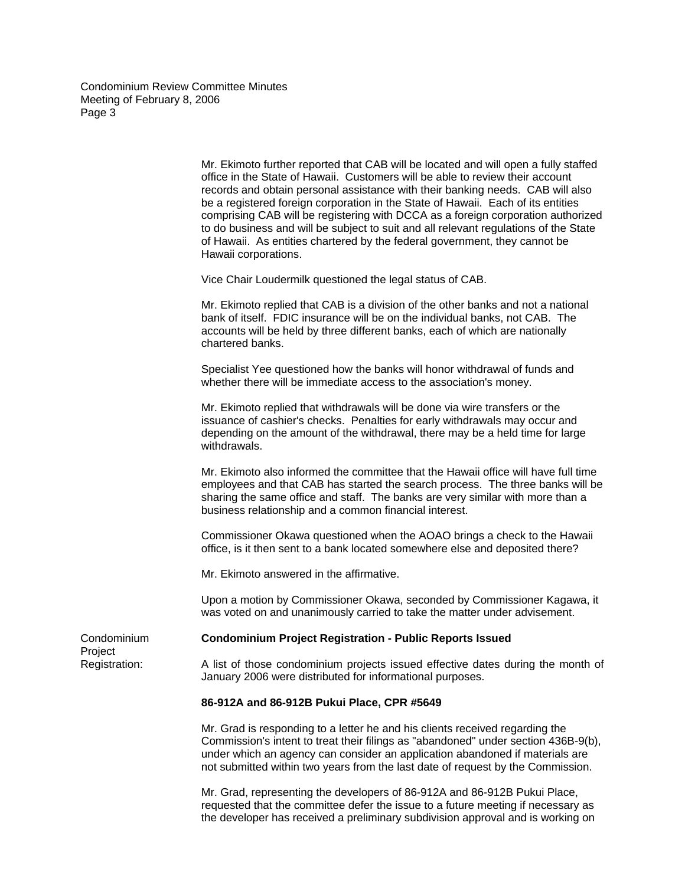Mr. Ekimoto further reported that CAB will be located and will open a fully staffed office in the State of Hawaii. Customers will be able to review their account records and obtain personal assistance with their banking needs. CAB will also be a registered foreign corporation in the State of Hawaii. Each of its entities comprising CAB will be registering with DCCA as a foreign corporation authorized to do business and will be subject to suit and all relevant regulations of the State of Hawaii. As entities chartered by the federal government, they cannot be Hawaii corporations.

Vice Chair Loudermilk questioned the legal status of CAB.

Mr. Ekimoto replied that CAB is a division of the other banks and not a national bank of itself. FDIC insurance will be on the individual banks, not CAB. The accounts will be held by three different banks, each of which are nationally chartered banks.

Specialist Yee questioned how the banks will honor withdrawal of funds and whether there will be immediate access to the association's money.

Mr. Ekimoto replied that withdrawals will be done via wire transfers or the issuance of cashier's checks. Penalties for early withdrawals may occur and depending on the amount of the withdrawal, there may be a held time for large withdrawals.

Mr. Ekimoto also informed the committee that the Hawaii office will have full time employees and that CAB has started the search process. The three banks will be sharing the same office and staff. The banks are very similar with more than a business relationship and a common financial interest.

Commissioner Okawa questioned when the AOAO brings a check to the Hawaii office, is it then sent to a bank located somewhere else and deposited there?

Mr. Ekimoto answered in the affirmative.

Upon a motion by Commissioner Okawa, seconded by Commissioner Kagawa, it was voted on and unanimously carried to take the matter under advisement.

Condominium Project Registration:

**Condominium Project Registration - Public Reports Issued**

A list of those condominium projects issued effective dates during the month of January 2006 were distributed for informational purposes.

**86-912A and 86-912B Pukui Place, CPR #5649**

Mr. Grad is responding to a letter he and his clients received regarding the Commission's intent to treat their filings as "abandoned" under section 436B-9(b), under which an agency can consider an application abandoned if materials are not submitted within two years from the last date of request by the Commission.

Mr. Grad, representing the developers of 86-912A and 86-912B Pukui Place, requested that the committee defer the issue to a future meeting if necessary as the developer has received a preliminary subdivision approval and is working on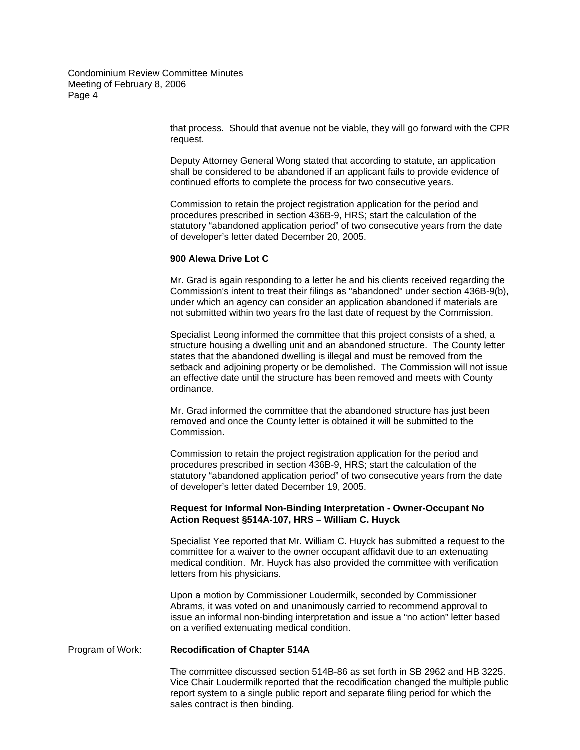that process. Should that avenue not be viable, they will go forward with the CPR request.

Deputy Attorney General Wong stated that according to statute, an application shall be considered to be abandoned if an applicant fails to provide evidence of continued efforts to complete the process for two consecutive years.

Commission to retain the project registration application for the period and procedures prescribed in section 436B-9, HRS; start the calculation of the statutory "abandoned application period" of two consecutive years from the date of developer's letter dated December 20, 2005.

**900 Alewa Drive Lot C**

Mr. Grad is again responding to a letter he and his clients received regarding the Commission's intent to treat their filings as "abandoned" under section 436B-9(b), under which an agency can consider an application abandoned if materials are not submitted within two years fro the last date of request by the Commission.

Specialist Leong informed the committee that this project consists of a shed, a structure housing a dwelling unit and an abandoned structure. The County letter states that the abandoned dwelling is illegal and must be removed from the setback and adjoining property or be demolished. The Commission will not issue an effective date until the structure has been removed and meets with County ordinance.

Mr. Grad informed the committee that the abandoned structure has just been removed and once the County letter is obtained it will be submitted to the Commission.

Commission to retain the project registration application for the period and procedures prescribed in section 436B-9, HRS; start the calculation of the statutory "abandoned application period" of two consecutive years from the date of developer's letter dated December 19, 2005.

**Request for Informal Non-Binding Interpretation - Owner-Occupant No Action Request §514A-107, HRS – William C. Huyck**

Specialist Yee reported that Mr. William C. Huyck has submitted a request to the committee for a waiver to the owner occupant affidavit due to an extenuating medical condition. Mr. Huyck has also provided the committee with verification letters from his physicians.

Upon a motion by Commissioner Loudermilk, seconded by Commissioner Abrams, it was voted on and unanimously carried to recommend approval to issue an informal non-binding interpretation and issue a "no action" letter based on a verified extenuating medical condition.

Program of Work: **Recodification of Chapter 514A**

The committee discussed section 514B-86 as set forth in SB 2962 and HB 3225. Vice Chair Loudermilk reported that the recodification changed the multiple public report system to a single public report and separate filing period for which the sales contract is then binding.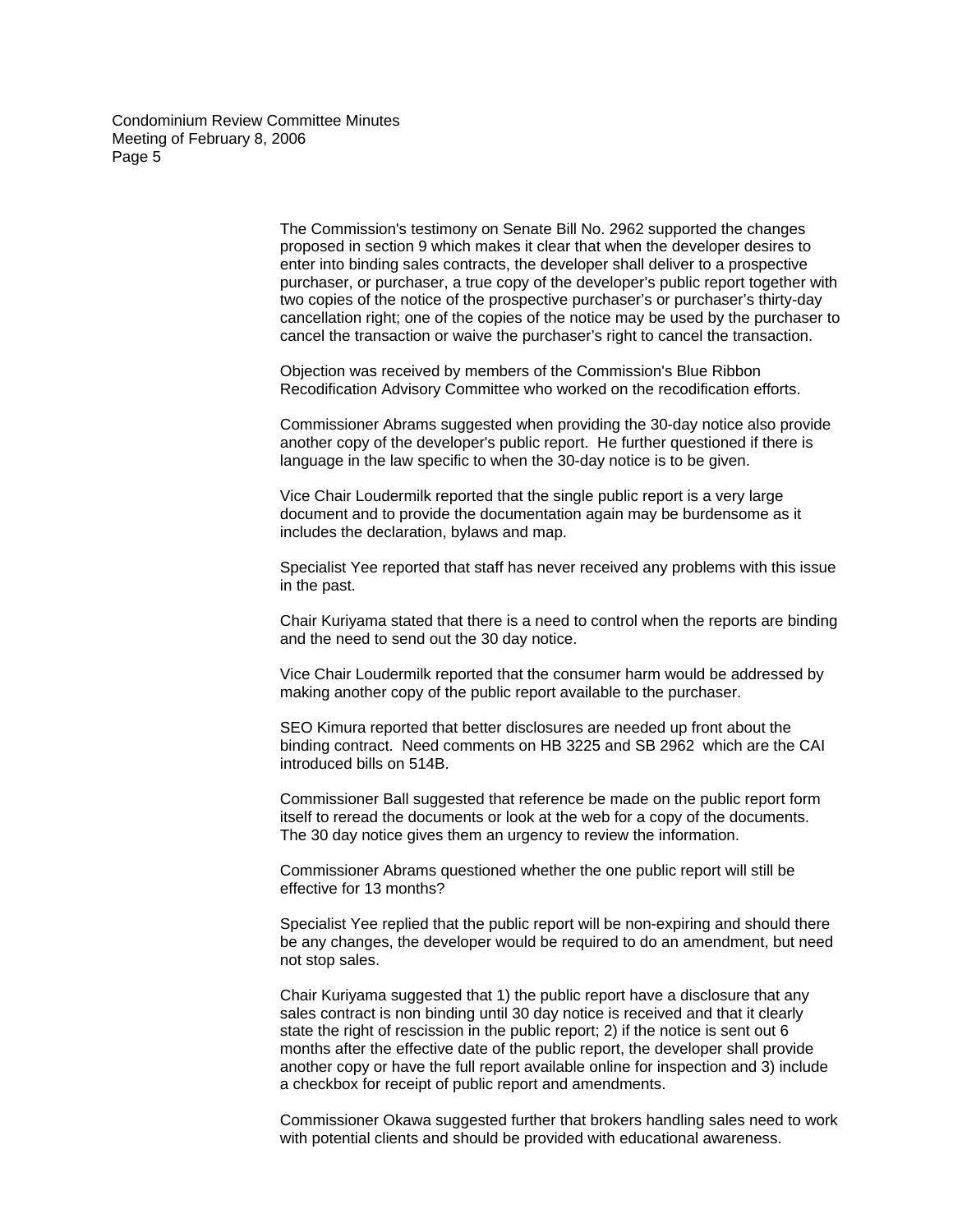The Commission's testimony on Senate Bill No. 2962 supported the changes proposed in section 9 which makes it clear that when the developer desires to enter into binding sales contracts, the developer shall deliver to a prospective purchaser, or purchaser, a true copy of the developer's public report together with two copies of the notice of the prospective purchaser's or purchaser's thirty-day cancellation right; one of the copies of the notice may be used by the purchaser to cancel the transaction or waive the purchaser's right to cancel the transaction.

Objection was received by members of the Commission's Blue Ribbon Recodification Advisory Committee who worked on the recodification efforts.

Commissioner Abrams suggested when providing the 30-day notice also provide another copy of the developer's public report. He further questioned if there is language in the law specific to when the 30-day notice is to be given.

Vice Chair Loudermilk reported that the single public report is a very large document and to provide the documentation again may be burdensome as it includes the declaration, bylaws and map.

Specialist Yee reported that staff has never received any problems with this issue in the past.

Chair Kuriyama stated that there is a need to control when the reports are binding and the need to send out the 30 day notice.

Vice Chair Loudermilk reported that the consumer harm would be addressed by making another copy of the public report available to the purchaser.

SEO Kimura reported that better disclosures are needed up front about the binding contract. Need comments on HB 3225 and SB 2962 which are the CAI introduced bills on 514B.

Commissioner Ball suggested that reference be made on the public report form itself to reread the documents or look at the web for a copy of the documents. The 30 day notice gives them an urgency to review the information.

Commissioner Abrams questioned whether the one public report will still be effective for 13 months?

Specialist Yee replied that the public report will be non-expiring and should there be any changes, the developer would be required to do an amendment, but need not stop sales.

Chair Kuriyama suggested that 1) the public report have a disclosure that any sales contract is non binding until 30 day notice is received and that it clearly state the right of rescission in the public report; 2) if the notice is sent out 6 months after the effective date of the public report, the developer shall provide another copy or have the full report available online for inspection and 3) include a checkbox for receipt of public report and amendments.

Commissioner Okawa suggested further that brokers handling sales need to work with potential clients and should be provided with educational awareness.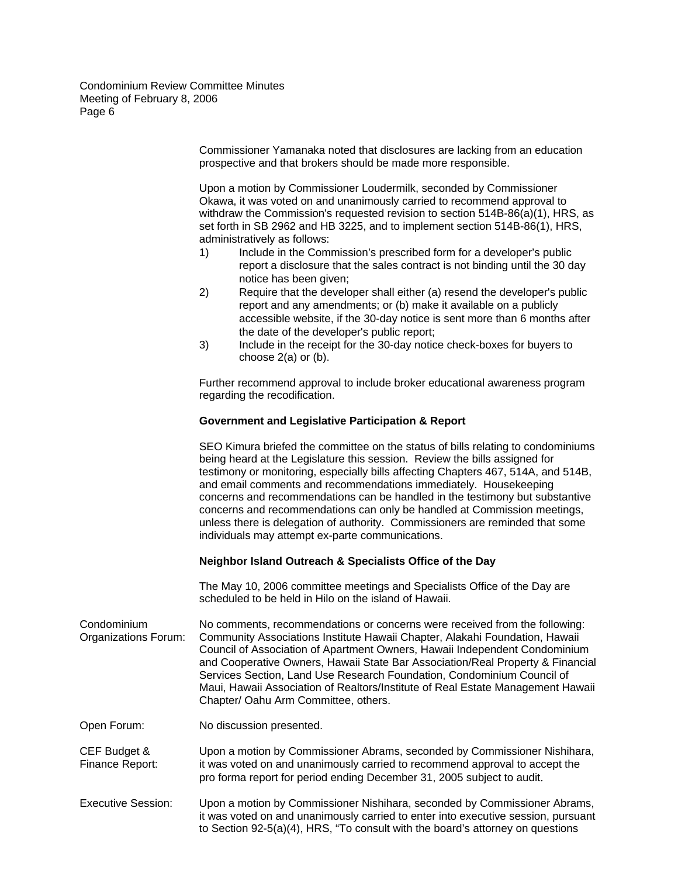Commissioner Yamanaka noted that disclosures are lacking from an education prospective and that brokers should be made more responsible.

Upon a motion by Commissioner Loudermilk, seconded by Commissioner Okawa, it was voted on and unanimously carried to recommend approval to withdraw the Commission's requested revision to section 514B-86(a)(1), HRS, as set forth in SB 2962 and HB 3225, and to implement section 514B-86(1), HRS, administratively as follows:

1) Include in the Commission's prescribed form for a developer's public report a disclosure that the sales contract is not binding until the 30 day notice has been given;
2) Require that the developer shall either (a) resend the developer's public report and any amendments; or (b) make it available on a publicly accessible website, if the 30-day notice is sent more than 6 months after the date of the developer's public report;
3) Include in the receipt for the 30-day notice check-boxes for buyers to choose 2(a) or (b).

Further recommend approval to include broker educational awareness program regarding the recodification.

**Government and Legislative Participation & Report**

SEO Kimura briefed the committee on the status of bills relating to condominiums being heard at the Legislature this session. Review the bills assigned for testimony or monitoring, especially bills affecting Chapters 467, 514A, and 514B, and email comments and recommendations immediately. Housekeeping concerns and recommendations can be handled in the testimony but substantive concerns and recommendations can only be handled at Commission meetings, unless there is delegation of authority. Commissioners are reminded that some individuals may attempt ex-parte communications.

**Neighbor Island Outreach & Specialists Office of the Day**

The May 10, 2006 committee meetings and Specialists Office of the Day are scheduled to be held in Hilo on the island of Hawaii.

Condominium Organizations Forum: No comments, recommendations or concerns were received from the following: Community Associations Institute Hawaii Chapter, Alakahi Foundation, Hawaii Council of Association of Apartment Owners, Hawaii Independent Condominium and Cooperative Owners, Hawaii State Bar Association/Real Property & Financial Services Section, Land Use Research Foundation, Condominium Council of Maui, Hawaii Association of Realtors/Institute of Real Estate Management Hawaii Chapter/ Oahu Arm Committee, others.

Open Forum: No discussion presented.

CEF Budget & Finance Report: Upon a motion by Commissioner Abrams, seconded by Commissioner Nishihara, it was voted on and unanimously carried to recommend approval to accept the pro forma report for period ending December 31, 2005 subject to audit.

Executive Session: Upon a motion by Commissioner Nishihara, seconded by Commissioner Abrams, it was voted on and unanimously carried to enter into executive session, pursuant to Section 92-5(a)(4), HRS, "To consult with the board's attorney on questions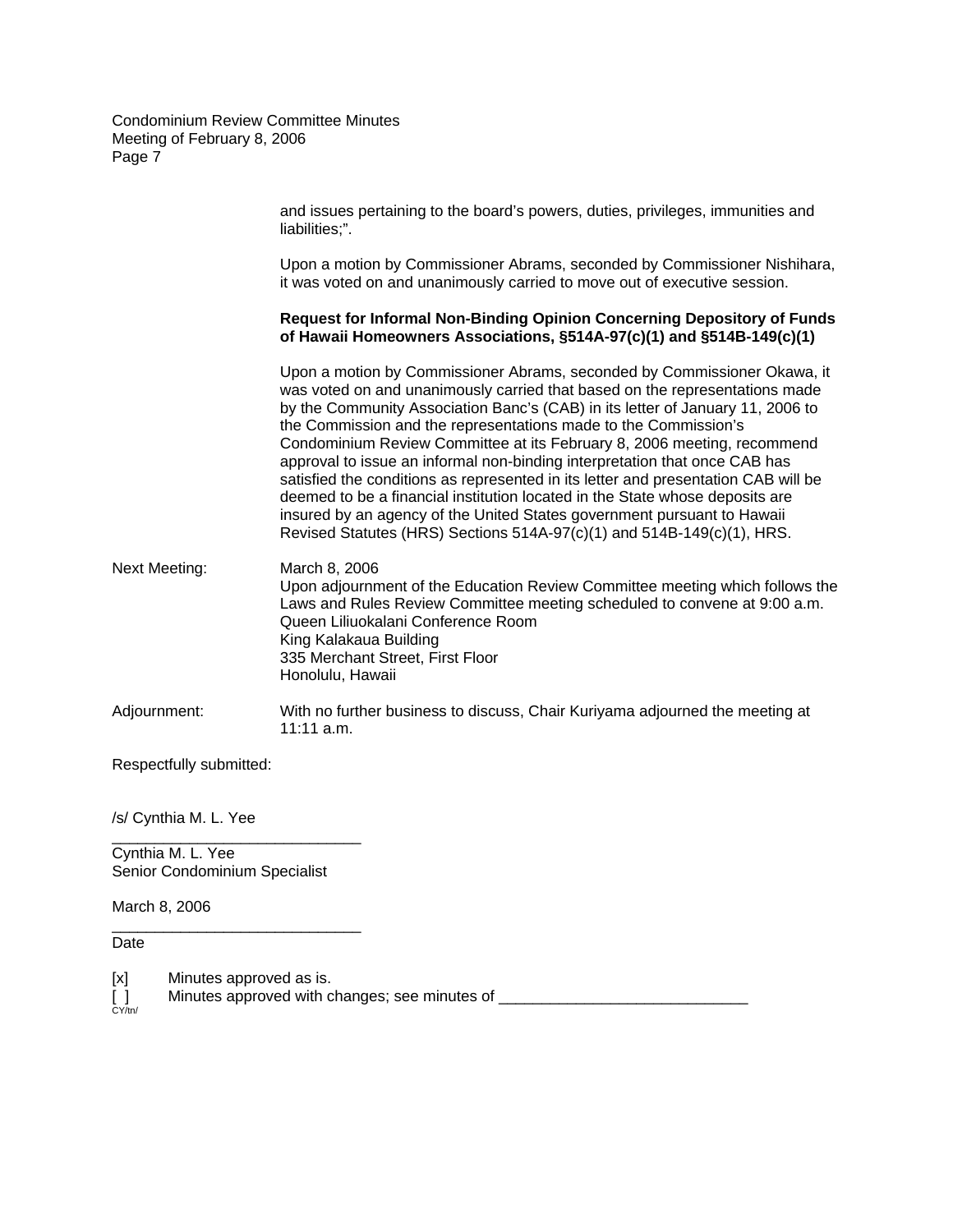and issues pertaining to the board's powers, duties, privileges, immunities and liabilities;".

Upon a motion by Commissioner Abrams, seconded by Commissioner Nishihara, it was voted on and unanimously carried to move out of executive session.

**Request for Informal Non-Binding Opinion Concerning Depository of Funds of Hawaii Homeowners Associations, §514A-97(c)(1) and §514B-149(c)(1)**

Upon a motion by Commissioner Abrams, seconded by Commissioner Okawa, it was voted on and unanimously carried that based on the representations made by the Community Association Banc's (CAB) in its letter of January 11, 2006 to the Commission and the representations made to the Commission's Condominium Review Committee at its February 8, 2006 meeting, recommend approval to issue an informal non-binding interpretation that once CAB has satisfied the conditions as represented in its letter and presentation CAB will be deemed to be a financial institution located in the State whose deposits are insured by an agency of the United States government pursuant to Hawaii Revised Statutes (HRS) Sections 514A-97(c)(1) and 514B-149(c)(1), HRS.

Next Meeting: March 8, 2006
Upon adjournment of the Education Review Committee meeting which follows the Laws and Rules Review Committee meeting scheduled to convene at 9:00 a.m.
Queen Liliuokalani Conference Room
King Kalakaua Building
335 Merchant Street, First Floor
Honolulu, Hawaii

Adjournment: With no further business to discuss, Chair Kuriyama adjourned the meeting at 11:11 a.m.

Respectfully submitted:

/s/ Cynthia M. L. Yee
_____________________________
Cynthia M. L. Yee
Senior Condominium Specialist

March 8, 2006
_____________________________
Date

[x] Minutes approved as is.
[ ] Minutes approved with changes; see minutes of _____________________________

CY/tn/